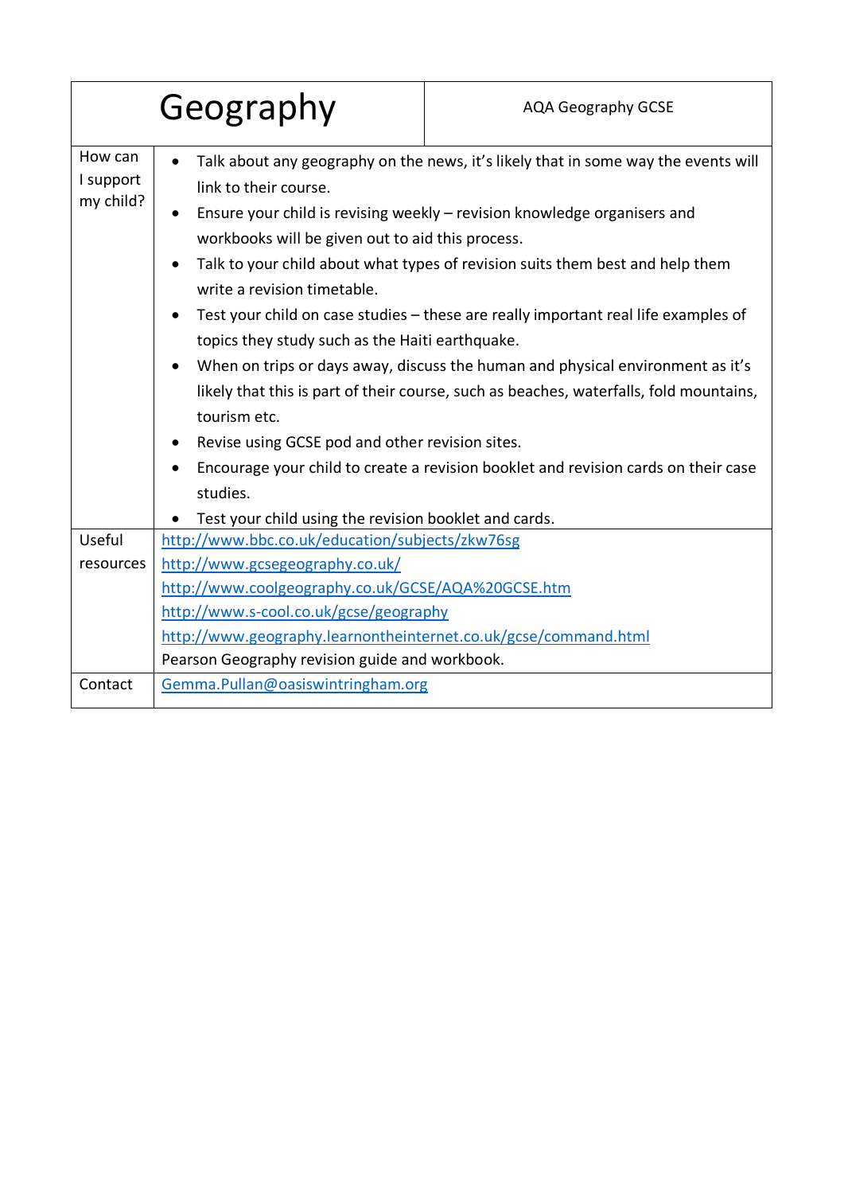| Geography | AQA Geography GCSE |
|---|---|
| How can I support my child? | • Talk about any geography on the news, it's likely that in some way the events will link to their course.<br>• Ensure your child is revising weekly – revision knowledge organisers and workbooks will be given out to aid this process.<br>• Talk to your child about what types of revision suits them best and help them write a revision timetable.<br>• Test your child on case studies – these are really important real life examples of topics they study such as the Haiti earthquake.<br>• When on trips or days away, discuss the human and physical environment as it's likely that this is part of their course, such as beaches, waterfalls, fold mountains, tourism etc.<br>• Revise using GCSE pod and other revision sites.<br>• Encourage your child to create a revision booklet and revision cards on their case studies.<br>• Test your child using the revision booklet and cards. |
| Useful resources | http://www.bbc.co.uk/education/subjects/zkw76sg<br>http://www.gcsegeography.co.uk/<br>http://www.coolgeography.co.uk/GCSE/AQA%20GCSE.htm<br>http://www.s-cool.co.uk/gcse/geography<br>http://www.geography.learnontheinternet.co.uk/gcse/command.html<br>Pearson Geography revision guide and workbook. |
| Contact | Gemma.Pullan@oasiswintringham.org |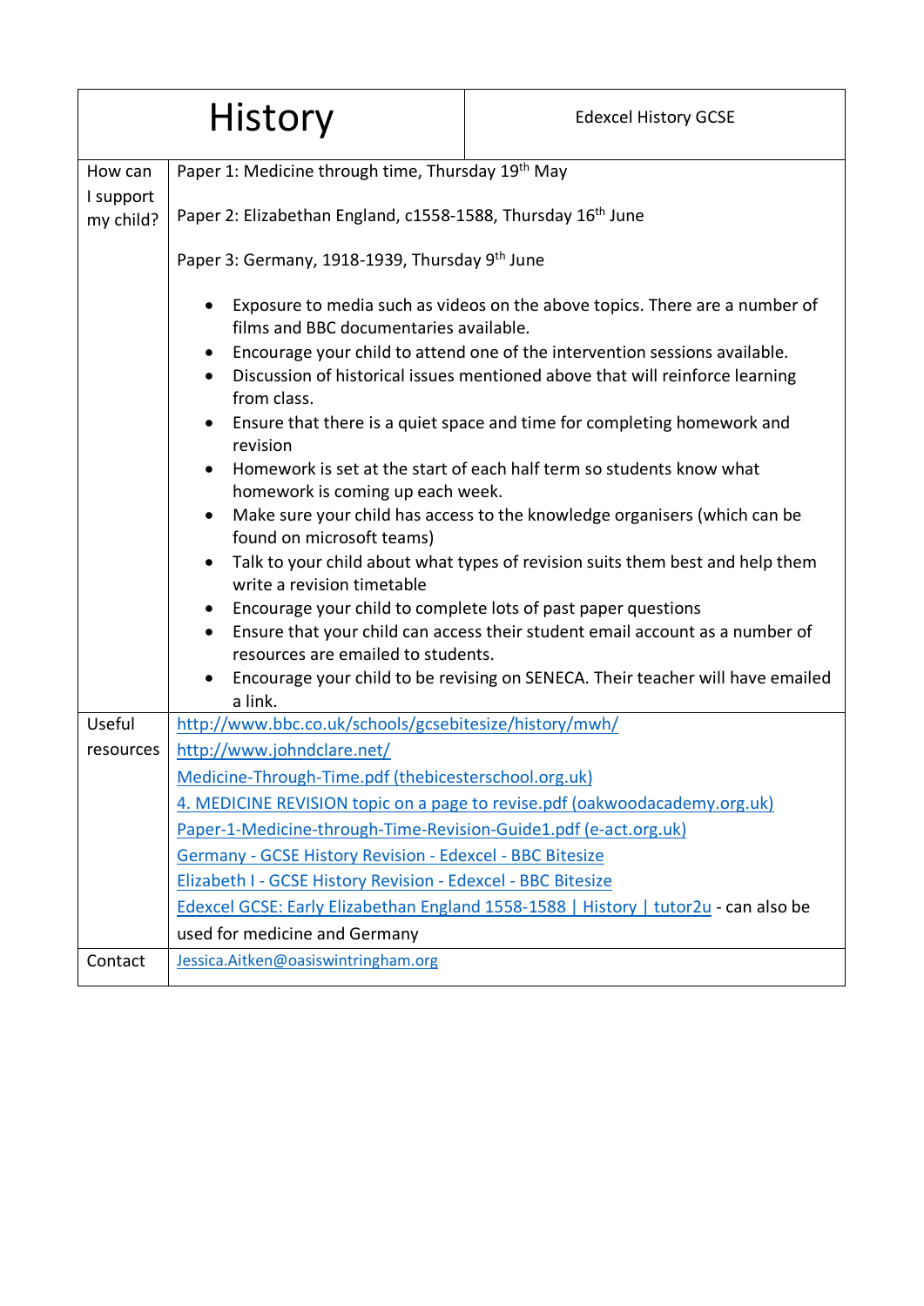| History | Edexcel History GCSE |
|---|---|
| How can I support my child? | Paper 1: Medicine through time, Thursday 19th May<br><br>Paper 2: Elizabethan England, c1558-1588, Thursday 16th June<br><br>Paper 3: Germany, 1918-1939, Thursday 9th June<br><br>• Exposure to media such as videos on the above topics. There are a number of films and BBC documentaries available.<br>• Encourage your child to attend one of the intervention sessions available.<br>• Discussion of historical issues mentioned above that will reinforce learning from class.<br>• Ensure that there is a quiet space and time for completing homework and revision<br>• Homework is set at the start of each half term so students know what homework is coming up each week.<br>• Make sure your child has access to the knowledge organisers (which can be found on microsoft teams)<br>• Talk to your child about what types of revision suits them best and help them write a revision timetable<br>• Encourage your child to complete lots of past paper questions<br>• Ensure that your child can access their student email account as a number of resources are emailed to students.<br>• Encourage your child to be revising on SENECA. Their teacher will have emailed a link. |
| Useful resources | http://www.bbc.co.uk/schools/gcsebitesize/history/mwh/<br>http://www.johndclare.net/<br>Medicine-Through-Time.pdf (thebicesterschool.org.uk)<br>4. MEDICINE REVISION topic on a page to revise.pdf (oakwoodacademy.org.uk)<br>Paper-1-Medicine-through-Time-Revision-Guide1.pdf (e-act.org.uk)<br>Germany - GCSE History Revision - Edexcel - BBC Bitesize<br>Elizabeth I - GCSE History Revision - Edexcel - BBC Bitesize<br>Edexcel GCSE: Early Elizabethan England 1558-1588 \| History \| tutor2u - can also be used for medicine and Germany |
| Contact | Jessica.Aitken@oasiswintringham.org |